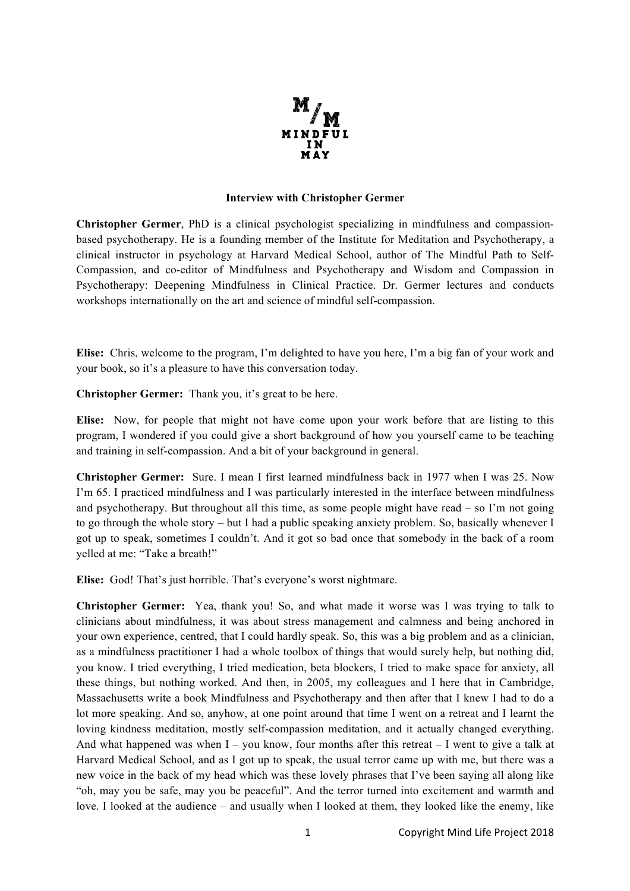**M/M MINDFUL IN MAY**

### Interview with Christopher Germer

**Christopher Germer**, PhD is a clinical psychologist specializing in mindfulness and compassion-based psychotherapy. He is a founding member of the Institute for Meditation and Psychotherapy, a clinical instructor in psychology at Harvard Medical School, author of The Mindful Path to Self-Compassion, and co-editor of Mindfulness and Psychotherapy and Wisdom and Compassion in Psychotherapy: Deepening Mindfulness in Clinical Practice. Dr. Germer lectures and conducts workshops internationally on the art and science of mindful self-compassion.

**Elise:** Chris, welcome to the program, I'm delighted to have you here, I'm a big fan of your work and your book, so it's a pleasure to have this conversation today.

**Christopher Germer:** Thank you, it's great to be here.

**Elise:** Now, for people that might not have come upon your work before that are listing to this program, I wondered if you could give a short background of how you yourself came to be teaching and training in self-compassion. And a bit of your background in general.

**Christopher Germer:** Sure. I mean I first learned mindfulness back in 1977 when I was 25. Now I'm 65. I practiced mindfulness and I was particularly interested in the interface between mindfulness and psychotherapy. But throughout all this time, as some people might have read – so I'm not going to go through the whole story – but I had a public speaking anxiety problem. So, basically whenever I got up to speak, sometimes I couldn't. And it got so bad once that somebody in the back of a room yelled at me: "Take a breath!"

**Elise:** God! That's just horrible. That's everyone's worst nightmare.

**Christopher Germer:** Yea, thank you! So, and what made it worse was I was trying to talk to clinicians about mindfulness, it was about stress management and calmness and being anchored in your own experience, centred, that I could hardly speak. So, this was a big problem and as a clinician, as a mindfulness practitioner I had a whole toolbox of things that would surely help, but nothing did, you know. I tried everything, I tried medication, beta blockers, I tried to make space for anxiety, all these things, but nothing worked. And then, in 2005, my colleagues and I here that in Cambridge, Massachusetts write a book Mindfulness and Psychotherapy and then after that I knew I had to do a lot more speaking. And so, anyhow, at one point around that time I went on a retreat and I learnt the loving kindness meditation, mostly self-compassion meditation, and it actually changed everything. And what happened was when I – you know, four months after this retreat – I went to give a talk at Harvard Medical School, and as I got up to speak, the usual terror came up with me, but there was a new voice in the back of my head which was these lovely phrases that I've been saying all along like "oh, may you be safe, may you be peaceful". And the terror turned into excitement and warmth and love. I looked at the audience – and usually when I looked at them, they looked like the enemy, like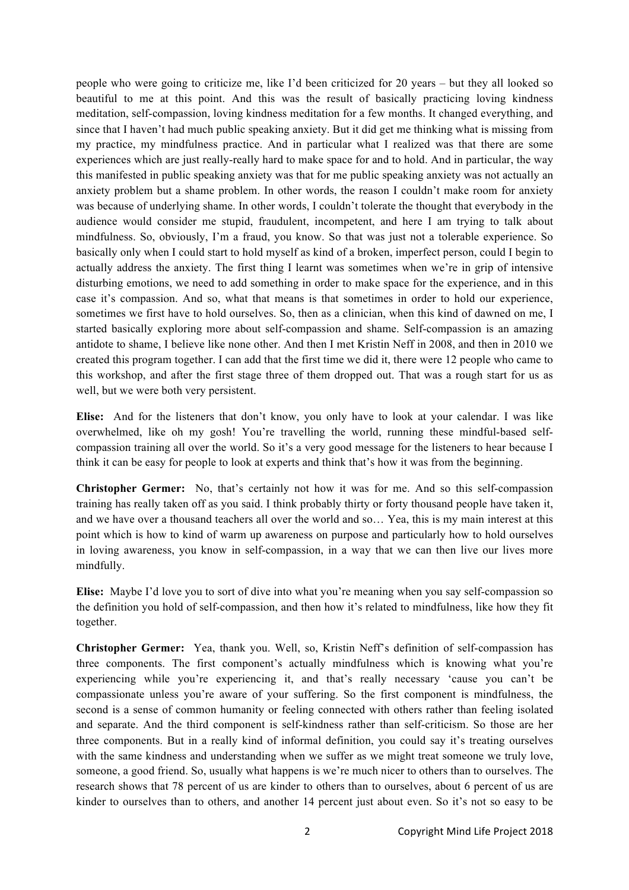people who were going to criticize me, like I'd been criticized for 20 years – but they all looked so beautiful to me at this point. And this was the result of basically practicing loving kindness meditation, self-compassion, loving kindness meditation for a few months. It changed everything, and since that I haven't had much public speaking anxiety. But it did get me thinking what is missing from my practice, my mindfulness practice. And in particular what I realized was that there are some experiences which are just really-really hard to make space for and to hold. And in particular, the way this manifested in public speaking anxiety was that for me public speaking anxiety was not actually an anxiety problem but a shame problem. In other words, the reason I couldn't make room for anxiety was because of underlying shame. In other words, I couldn't tolerate the thought that everybody in the audience would consider me stupid, fraudulent, incompetent, and here I am trying to talk about mindfulness. So, obviously, I'm a fraud, you know. So that was just not a tolerable experience. So basically only when I could start to hold myself as kind of a broken, imperfect person, could I begin to actually address the anxiety. The first thing I learnt was sometimes when we're in grip of intensive disturbing emotions, we need to add something in order to make space for the experience, and in this case it's compassion. And so, what that means is that sometimes in order to hold our experience, sometimes we first have to hold ourselves. So, then as a clinician, when this kind of dawned on me, I started basically exploring more about self-compassion and shame. Self-compassion is an amazing antidote to shame, I believe like none other. And then I met Kristin Neff in 2008, and then in 2010 we created this program together. I can add that the first time we did it, there were 12 people who came to this workshop, and after the first stage three of them dropped out. That was a rough start for us as well, but we were both very persistent.

**Elise:** And for the listeners that don't know, you only have to look at your calendar. I was like overwhelmed, like oh my gosh! You're travelling the world, running these mindful-based self-compassion training all over the world. So it's a very good message for the listeners to hear because I think it can be easy for people to look at experts and think that's how it was from the beginning.

**Christopher Germer:** No, that's certainly not how it was for me. And so this self-compassion training has really taken off as you said. I think probably thirty or forty thousand people have taken it, and we have over a thousand teachers all over the world and so… Yea, this is my main interest at this point which is how to kind of warm up awareness on purpose and particularly how to hold ourselves in loving awareness, you know in self-compassion, in a way that we can then live our lives more mindfully.

**Elise:** Maybe I'd love you to sort of dive into what you're meaning when you say self-compassion so the definition you hold of self-compassion, and then how it's related to mindfulness, like how they fit together.

**Christopher Germer:** Yea, thank you. Well, so, Kristin Neff's definition of self-compassion has three components. The first component's actually mindfulness which is knowing what you're experiencing while you're experiencing it, and that's really necessary 'cause you can't be compassionate unless you're aware of your suffering. So the first component is mindfulness, the second is a sense of common humanity or feeling connected with others rather than feeling isolated and separate. And the third component is self-kindness rather than self-criticism. So those are her three components. But in a really kind of informal definition, you could say it's treating ourselves with the same kindness and understanding when we suffer as we might treat someone we truly love, someone, a good friend. So, usually what happens is we're much nicer to others than to ourselves. The research shows that 78 percent of us are kinder to others than to ourselves, about 6 percent of us are kinder to ourselves than to others, and another 14 percent just about even. So it's not so easy to be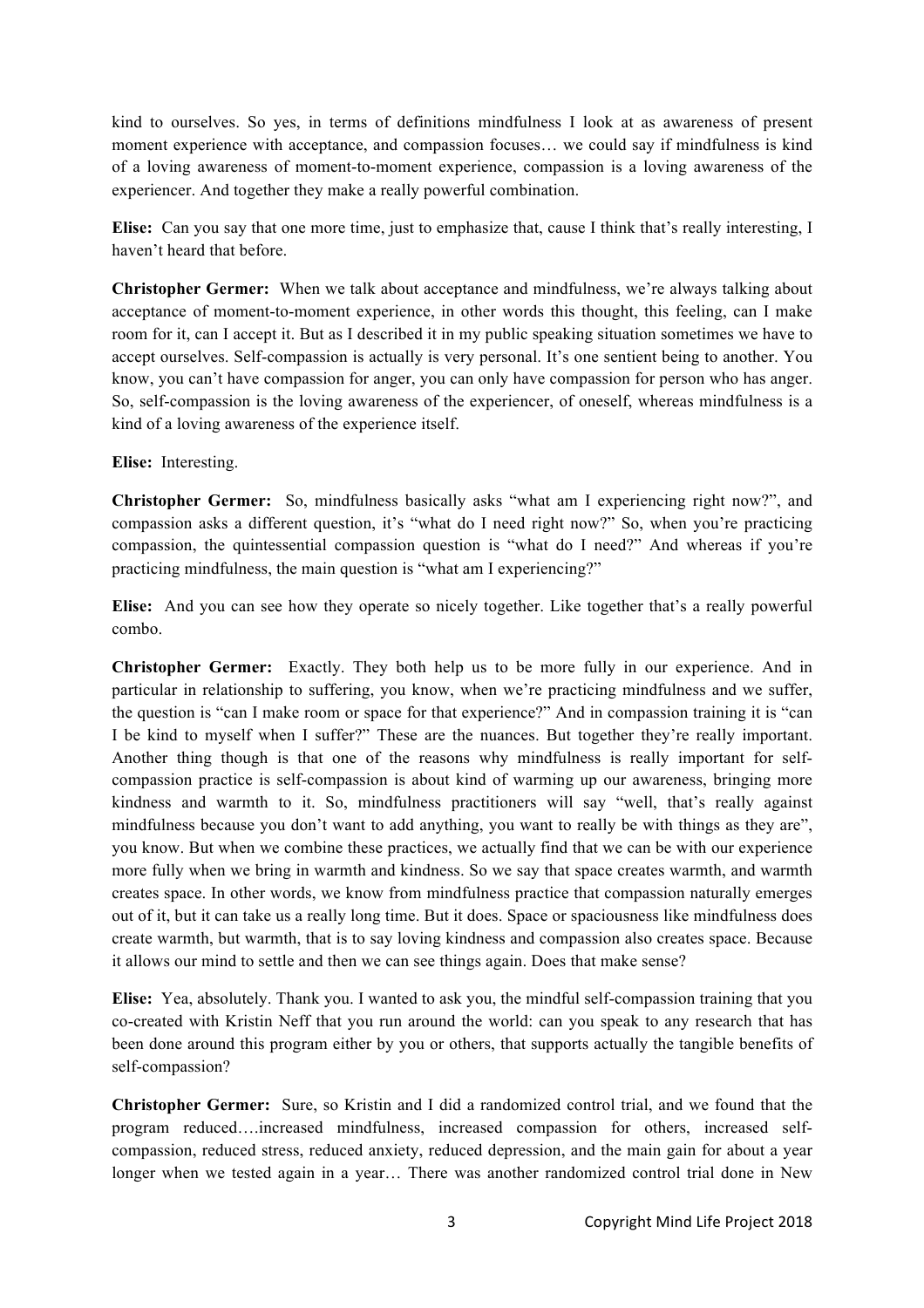kind to ourselves. So yes, in terms of definitions mindfulness I look at as awareness of present moment experience with acceptance, and compassion focuses… we could say if mindfulness is kind of a loving awareness of moment-to-moment experience, compassion is a loving awareness of the experiencer. And together they make a really powerful combination.

**Elise:** Can you say that one more time, just to emphasize that, cause I think that's really interesting, I haven't heard that before.

**Christopher Germer:** When we talk about acceptance and mindfulness, we're always talking about acceptance of moment-to-moment experience, in other words this thought, this feeling, can I make room for it, can I accept it. But as I described it in my public speaking situation sometimes we have to accept ourselves. Self-compassion is actually is very personal. It's one sentient being to another. You know, you can't have compassion for anger, you can only have compassion for person who has anger. So, self-compassion is the loving awareness of the experiencer, of oneself, whereas mindfulness is a kind of a loving awareness of the experience itself.

**Elise:** Interesting.

**Christopher Germer:** So, mindfulness basically asks "what am I experiencing right now?", and compassion asks a different question, it's "what do I need right now?" So, when you're practicing compassion, the quintessential compassion question is "what do I need?" And whereas if you're practicing mindfulness, the main question is "what am I experiencing?"

**Elise:** And you can see how they operate so nicely together. Like together that's a really powerful combo.

**Christopher Germer:** Exactly. They both help us to be more fully in our experience. And in particular in relationship to suffering, you know, when we're practicing mindfulness and we suffer, the question is "can I make room or space for that experience?" And in compassion training it is "can I be kind to myself when I suffer?" These are the nuances. But together they're really important. Another thing though is that one of the reasons why mindfulness is really important for self-compassion practice is self-compassion is about kind of warming up our awareness, bringing more kindness and warmth to it. So, mindfulness practitioners will say "well, that's really against mindfulness because you don't want to add anything, you want to really be with things as they are", you know. But when we combine these practices, we actually find that we can be with our experience more fully when we bring in warmth and kindness. So we say that space creates warmth, and warmth creates space. In other words, we know from mindfulness practice that compassion naturally emerges out of it, but it can take us a really long time. But it does. Space or spaciousness like mindfulness does create warmth, but warmth, that is to say loving kindness and compassion also creates space. Because it allows our mind to settle and then we can see things again. Does that make sense?

**Elise:** Yea, absolutely. Thank you. I wanted to ask you, the mindful self-compassion training that you co-created with Kristin Neff that you run around the world: can you speak to any research that has been done around this program either by you or others, that supports actually the tangible benefits of self-compassion?

**Christopher Germer:** Sure, so Kristin and I did a randomized control trial, and we found that the program reduced….increased mindfulness, increased compassion for others, increased self-compassion, reduced stress, reduced anxiety, reduced depression, and the main gain for about a year longer when we tested again in a year… There was another randomized control trial done in New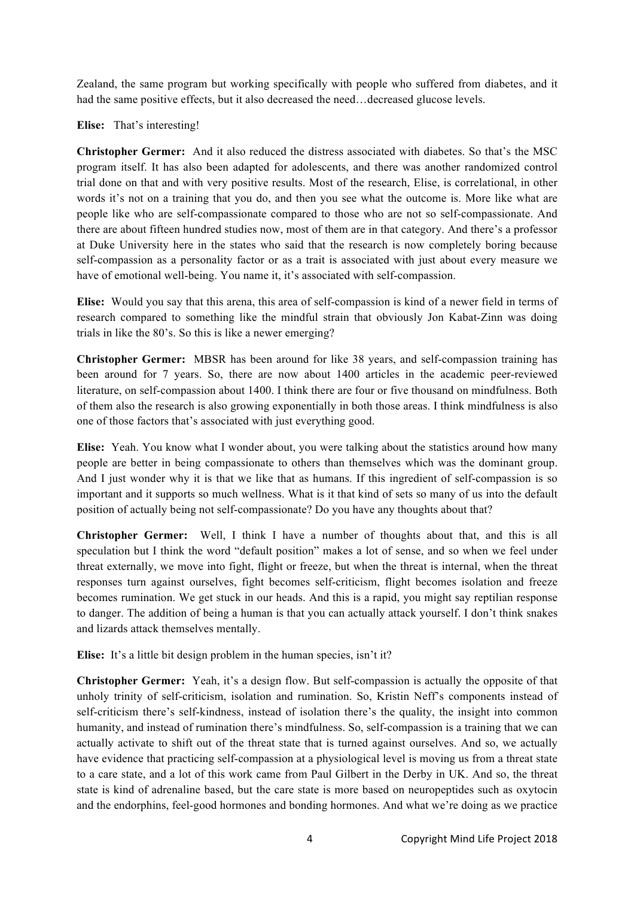Zealand, the same program but working specifically with people who suffered from diabetes, and it had the same positive effects, but it also decreased the need…decreased glucose levels.

**Elise:** That's interesting!

**Christopher Germer:** And it also reduced the distress associated with diabetes. So that's the MSC program itself. It has also been adapted for adolescents, and there was another randomized control trial done on that and with very positive results. Most of the research, Elise, is correlational, in other words it's not on a training that you do, and then you see what the outcome is. More like what are people like who are self-compassionate compared to those who are not so self-compassionate. And there are about fifteen hundred studies now, most of them are in that category. And there's a professor at Duke University here in the states who said that the research is now completely boring because self-compassion as a personality factor or as a trait is associated with just about every measure we have of emotional well-being. You name it, it's associated with self-compassion.

**Elise:** Would you say that this arena, this area of self-compassion is kind of a newer field in terms of research compared to something like the mindful strain that obviously Jon Kabat-Zinn was doing trials in like the 80's. So this is like a newer emerging?

**Christopher Germer:** MBSR has been around for like 38 years, and self-compassion training has been around for 7 years. So, there are now about 1400 articles in the academic peer-reviewed literature, on self-compassion about 1400. I think there are four or five thousand on mindfulness. Both of them also the research is also growing exponentially in both those areas. I think mindfulness is also one of those factors that's associated with just everything good.

**Elise:** Yeah. You know what I wonder about, you were talking about the statistics around how many people are better in being compassionate to others than themselves which was the dominant group. And I just wonder why it is that we like that as humans. If this ingredient of self-compassion is so important and it supports so much wellness. What is it that kind of sets so many of us into the default position of actually being not self-compassionate? Do you have any thoughts about that?

**Christopher Germer:** Well, I think I have a number of thoughts about that, and this is all speculation but I think the word "default position" makes a lot of sense, and so when we feel under threat externally, we move into fight, flight or freeze, but when the threat is internal, when the threat responses turn against ourselves, fight becomes self-criticism, flight becomes isolation and freeze becomes rumination. We get stuck in our heads. And this is a rapid, you might say reptilian response to danger. The addition of being a human is that you can actually attack yourself. I don't think snakes and lizards attack themselves mentally.

**Elise:** It's a little bit design problem in the human species, isn't it?

**Christopher Germer:** Yeah, it's a design flow. But self-compassion is actually the opposite of that unholy trinity of self-criticism, isolation and rumination. So, Kristin Neff's components instead of self-criticism there's self-kindness, instead of isolation there's the quality, the insight into common humanity, and instead of rumination there's mindfulness. So, self-compassion is a training that we can actually activate to shift out of the threat state that is turned against ourselves. And so, we actually have evidence that practicing self-compassion at a physiological level is moving us from a threat state to a care state, and a lot of this work came from Paul Gilbert in the Derby in UK. And so, the threat state is kind of adrenaline based, but the care state is more based on neuropeptides such as oxytocin and the endorphins, feel-good hormones and bonding hormones. And what we're doing as we practice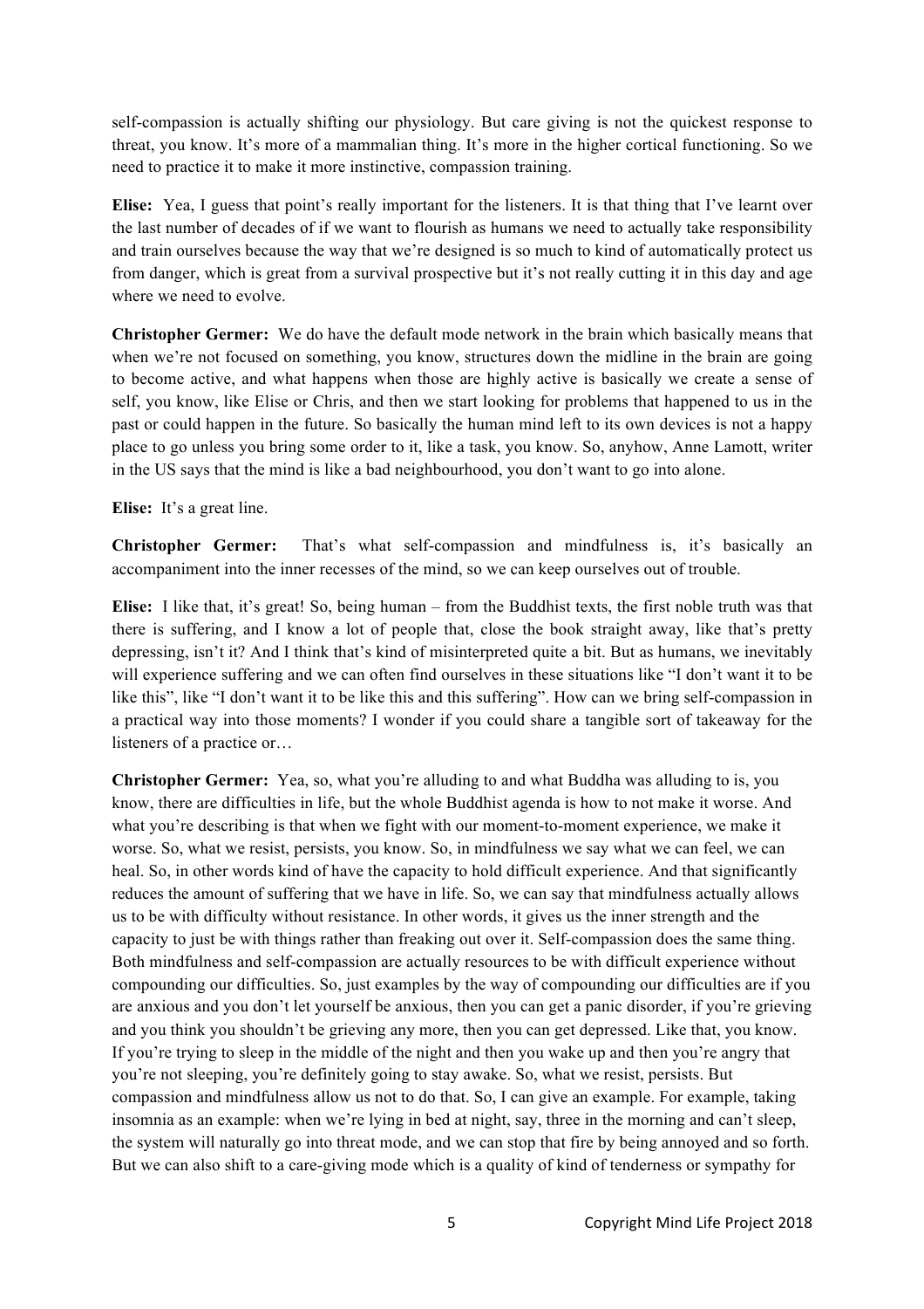self-compassion is actually shifting our physiology. But care giving is not the quickest response to threat, you know. It's more of a mammalian thing. It's more in the higher cortical functioning. So we need to practice it to make it more instinctive, compassion training.

**Elise:** Yea, I guess that point's really important for the listeners. It is that thing that I've learnt over the last number of decades of if we want to flourish as humans we need to actually take responsibility and train ourselves because the way that we're designed is so much to kind of automatically protect us from danger, which is great from a survival prospective but it's not really cutting it in this day and age where we need to evolve.

**Christopher Germer:** We do have the default mode network in the brain which basically means that when we're not focused on something, you know, structures down the midline in the brain are going to become active, and what happens when those are highly active is basically we create a sense of self, you know, like Elise or Chris, and then we start looking for problems that happened to us in the past or could happen in the future. So basically the human mind left to its own devices is not a happy place to go unless you bring some order to it, like a task, you know. So, anyhow, Anne Lamott, writer in the US says that the mind is like a bad neighbourhood, you don't want to go into alone.

**Elise:** It's a great line.

**Christopher Germer:** That's what self-compassion and mindfulness is, it's basically an accompaniment into the inner recesses of the mind, so we can keep ourselves out of trouble.

**Elise:** I like that, it's great! So, being human – from the Buddhist texts, the first noble truth was that there is suffering, and I know a lot of people that, close the book straight away, like that's pretty depressing, isn't it? And I think that's kind of misinterpreted quite a bit. But as humans, we inevitably will experience suffering and we can often find ourselves in these situations like "I don't want it to be like this", like "I don't want it to be like this and this suffering". How can we bring self-compassion in a practical way into those moments? I wonder if you could share a tangible sort of takeaway for the listeners of a practice or…

**Christopher Germer:** Yea, so, what you're alluding to and what Buddha was alluding to is, you know, there are difficulties in life, but the whole Buddhist agenda is how to not make it worse. And what you're describing is that when we fight with our moment-to-moment experience, we make it worse. So, what we resist, persists, you know. So, in mindfulness we say what we can feel, we can heal. So, in other words kind of have the capacity to hold difficult experience. And that significantly reduces the amount of suffering that we have in life. So, we can say that mindfulness actually allows us to be with difficulty without resistance. In other words, it gives us the inner strength and the capacity to just be with things rather than freaking out over it. Self-compassion does the same thing. Both mindfulness and self-compassion are actually resources to be with difficult experience without compounding our difficulties. So, just examples by the way of compounding our difficulties are if you are anxious and you don't let yourself be anxious, then you can get a panic disorder, if you're grieving and you think you shouldn't be grieving any more, then you can get depressed. Like that, you know. If you're trying to sleep in the middle of the night and then you wake up and then you're angry that you're not sleeping, you're definitely going to stay awake. So, what we resist, persists. But compassion and mindfulness allow us not to do that. So, I can give an example. For example, taking insomnia as an example: when we're lying in bed at night, say, three in the morning and can't sleep, the system will naturally go into threat mode, and we can stop that fire by being annoyed and so forth. But we can also shift to a care-giving mode which is a quality of kind of tenderness or sympathy for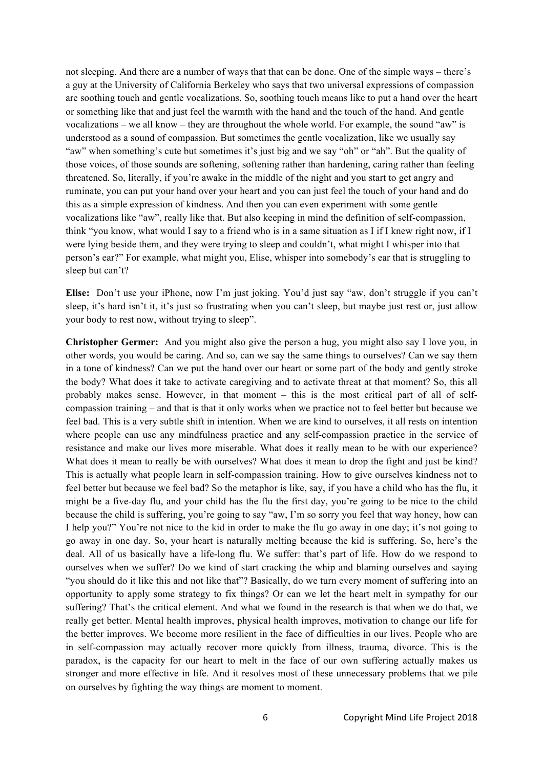not sleeping. And there are a number of ways that that can be done. One of the simple ways – there's a guy at the University of California Berkeley who says that two universal expressions of compassion are soothing touch and gentle vocalizations. So, soothing touch means like to put a hand over the heart or something like that and just feel the warmth with the hand and the touch of the hand. And gentle vocalizations – we all know – they are throughout the whole world. For example, the sound "aw" is understood as a sound of compassion. But sometimes the gentle vocalization, like we usually say "aw" when something's cute but sometimes it's just big and we say "oh" or "ah". But the quality of those voices, of those sounds are softening, softening rather than hardening, caring rather than feeling threatened. So, literally, if you're awake in the middle of the night and you start to get angry and ruminate, you can put your hand over your heart and you can just feel the touch of your hand and do this as a simple expression of kindness. And then you can even experiment with some gentle vocalizations like "aw", really like that. But also keeping in mind the definition of self-compassion, think "you know, what would I say to a friend who is in a same situation as I if I knew right now, if I were lying beside them, and they were trying to sleep and couldn't, what might I whisper into that person's ear?" For example, what might you, Elise, whisper into somebody's ear that is struggling to sleep but can't?

**Elise:** Don't use your iPhone, now I'm just joking. You'd just say "aw, don't struggle if you can't sleep, it's hard isn't it, it's just so frustrating when you can't sleep, but maybe just rest or, just allow your body to rest now, without trying to sleep".

**Christopher Germer:** And you might also give the person a hug, you might also say I love you, in other words, you would be caring. And so, can we say the same things to ourselves? Can we say them in a tone of kindness? Can we put the hand over our heart or some part of the body and gently stroke the body? What does it take to activate caregiving and to activate threat at that moment? So, this all probably makes sense. However, in that moment – this is the most critical part of all of self-compassion training – and that is that it only works when we practice not to feel better but because we feel bad. This is a very subtle shift in intention. When we are kind to ourselves, it all rests on intention where people can use any mindfulness practice and any self-compassion practice in the service of resistance and make our lives more miserable. What does it really mean to be with our experience? What does it mean to really be with ourselves? What does it mean to drop the fight and just be kind? This is actually what people learn in self-compassion training. How to give ourselves kindness not to feel better but because we feel bad? So the metaphor is like, say, if you have a child who has the flu, it might be a five-day flu, and your child has the flu the first day, you're going to be nice to the child because the child is suffering, you're going to say "aw, I'm so sorry you feel that way honey, how can I help you?" You're not nice to the kid in order to make the flu go away in one day; it's not going to go away in one day. So, your heart is naturally melting because the kid is suffering. So, here's the deal. All of us basically have a life-long flu. We suffer: that's part of life. How do we respond to ourselves when we suffer? Do we kind of start cracking the whip and blaming ourselves and saying "you should do it like this and not like that"? Basically, do we turn every moment of suffering into an opportunity to apply some strategy to fix things? Or can we let the heart melt in sympathy for our suffering? That's the critical element. And what we found in the research is that when we do that, we really get better. Mental health improves, physical health improves, motivation to change our life for the better improves. We become more resilient in the face of difficulties in our lives. People who are in self-compassion may actually recover more quickly from illness, trauma, divorce. This is the paradox, is the capacity for our heart to melt in the face of our own suffering actually makes us stronger and more effective in life. And it resolves most of these unnecessary problems that we pile on ourselves by fighting the way things are moment to moment.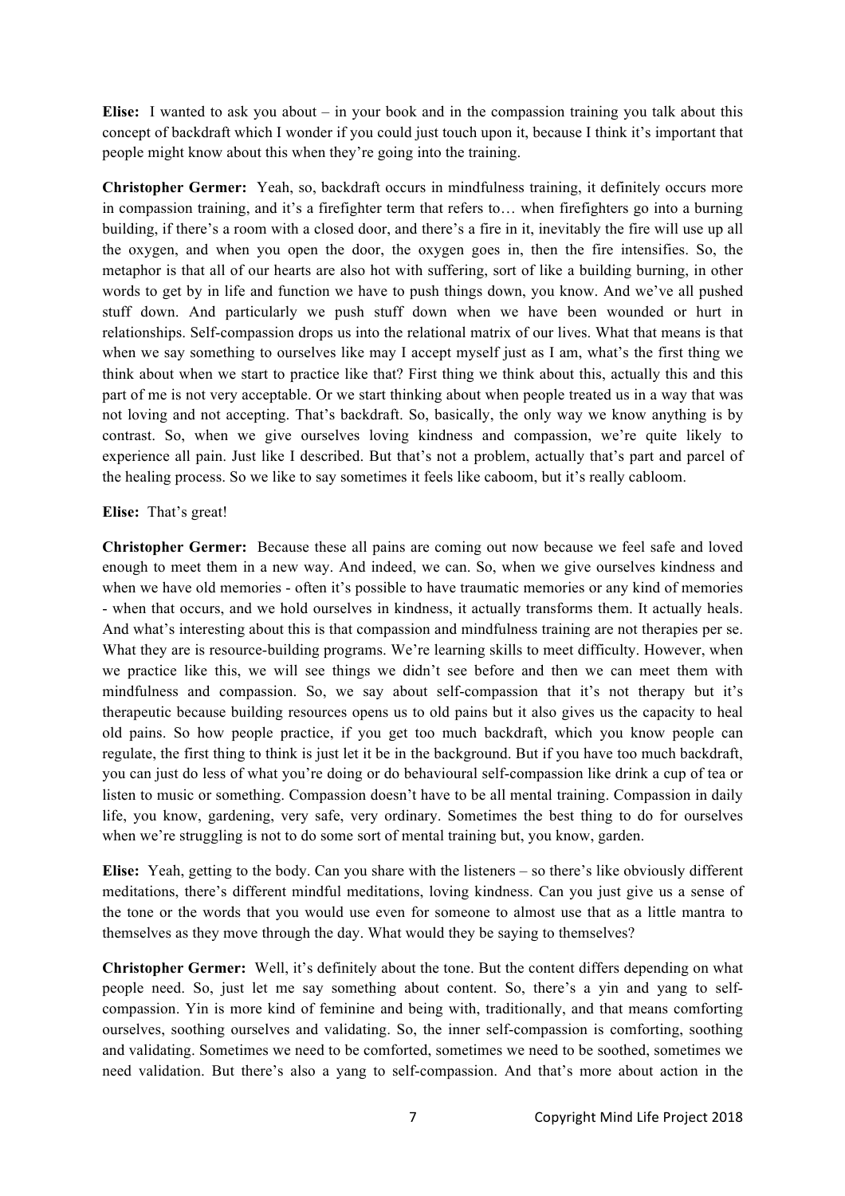**Elise:** I wanted to ask you about – in your book and in the compassion training you talk about this concept of backdraft which I wonder if you could just touch upon it, because I think it's important that people might know about this when they're going into the training.

**Christopher Germer:** Yeah, so, backdraft occurs in mindfulness training, it definitely occurs more in compassion training, and it's a firefighter term that refers to… when firefighters go into a burning building, if there's a room with a closed door, and there's a fire in it, inevitably the fire will use up all the oxygen, and when you open the door, the oxygen goes in, then the fire intensifies. So, the metaphor is that all of our hearts are also hot with suffering, sort of like a building burning, in other words to get by in life and function we have to push things down, you know. And we've all pushed stuff down. And particularly we push stuff down when we have been wounded or hurt in relationships. Self-compassion drops us into the relational matrix of our lives. What that means is that when we say something to ourselves like may I accept myself just as I am, what's the first thing we think about when we start to practice like that? First thing we think about this, actually this and this part of me is not very acceptable. Or we start thinking about when people treated us in a way that was not loving and not accepting. That's backdraft. So, basically, the only way we know anything is by contrast. So, when we give ourselves loving kindness and compassion, we're quite likely to experience all pain. Just like I described. But that's not a problem, actually that's part and parcel of the healing process. So we like to say sometimes it feels like caboom, but it's really cabloom.

**Elise:** That's great!

**Christopher Germer:** Because these all pains are coming out now because we feel safe and loved enough to meet them in a new way. And indeed, we can. So, when we give ourselves kindness and when we have old memories - often it's possible to have traumatic memories or any kind of memories - when that occurs, and we hold ourselves in kindness, it actually transforms them. It actually heals. And what's interesting about this is that compassion and mindfulness training are not therapies per se. What they are is resource-building programs. We're learning skills to meet difficulty. However, when we practice like this, we will see things we didn't see before and then we can meet them with mindfulness and compassion. So, we say about self-compassion that it's not therapy but it's therapeutic because building resources opens us to old pains but it also gives us the capacity to heal old pains. So how people practice, if you get too much backdraft, which you know people can regulate, the first thing to think is just let it be in the background. But if you have too much backdraft, you can just do less of what you're doing or do behavioural self-compassion like drink a cup of tea or listen to music or something. Compassion doesn't have to be all mental training. Compassion in daily life, you know, gardening, very safe, very ordinary. Sometimes the best thing to do for ourselves when we're struggling is not to do some sort of mental training but, you know, garden.

**Elise:** Yeah, getting to the body. Can you share with the listeners – so there's like obviously different meditations, there's different mindful meditations, loving kindness. Can you just give us a sense of the tone or the words that you would use even for someone to almost use that as a little mantra to themselves as they move through the day. What would they be saying to themselves?

**Christopher Germer:** Well, it's definitely about the tone. But the content differs depending on what people need. So, just let me say something about content. So, there's a yin and yang to self-compassion. Yin is more kind of feminine and being with, traditionally, and that means comforting ourselves, soothing ourselves and validating. So, the inner self-compassion is comforting, soothing and validating. Sometimes we need to be comforted, sometimes we need to be soothed, sometimes we need validation. But there's also a yang to self-compassion. And that's more about action in the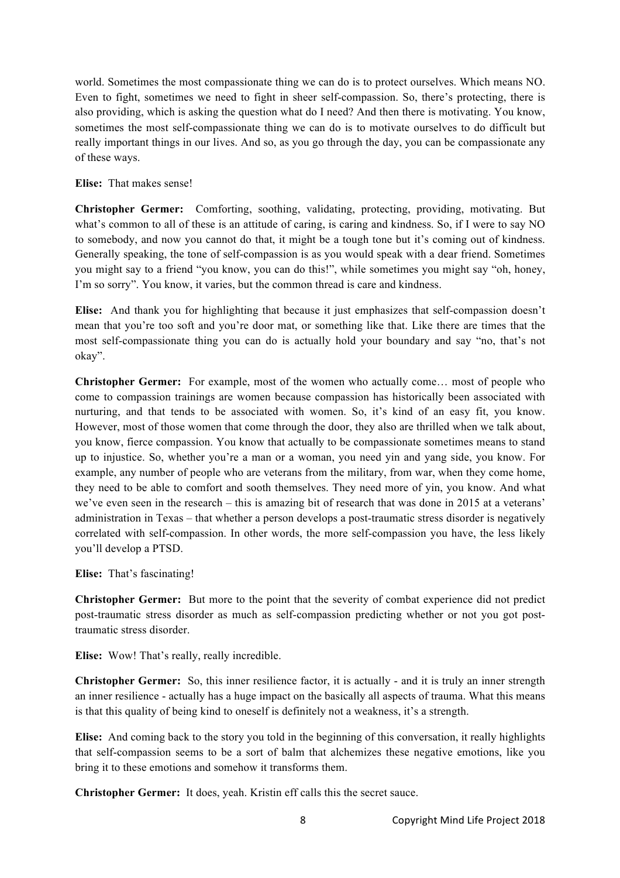world. Sometimes the most compassionate thing we can do is to protect ourselves. Which means NO. Even to fight, sometimes we need to fight in sheer self-compassion. So, there's protecting, there is also providing, which is asking the question what do I need? And then there is motivating. You know, sometimes the most self-compassionate thing we can do is to motivate ourselves to do difficult but really important things in our lives. And so, as you go through the day, you can be compassionate any of these ways.

**Elise:** That makes sense!

**Christopher Germer:** Comforting, soothing, validating, protecting, providing, motivating. But what's common to all of these is an attitude of caring, is caring and kindness. So, if I were to say NO to somebody, and now you cannot do that, it might be a tough tone but it's coming out of kindness. Generally speaking, the tone of self-compassion is as you would speak with a dear friend. Sometimes you might say to a friend "you know, you can do this!", while sometimes you might say "oh, honey, I'm so sorry". You know, it varies, but the common thread is care and kindness.

**Elise:** And thank you for highlighting that because it just emphasizes that self-compassion doesn't mean that you're too soft and you're door mat, or something like that. Like there are times that the most self-compassionate thing you can do is actually hold your boundary and say "no, that's not okay".

**Christopher Germer:** For example, most of the women who actually come… most of people who come to compassion trainings are women because compassion has historically been associated with nurturing, and that tends to be associated with women. So, it's kind of an easy fit, you know. However, most of those women that come through the door, they also are thrilled when we talk about, you know, fierce compassion. You know that actually to be compassionate sometimes means to stand up to injustice. So, whether you're a man or a woman, you need yin and yang side, you know. For example, any number of people who are veterans from the military, from war, when they come home, they need to be able to comfort and sooth themselves. They need more of yin, you know. And what we've even seen in the research – this is amazing bit of research that was done in 2015 at a veterans' administration in Texas – that whether a person develops a post-traumatic stress disorder is negatively correlated with self-compassion. In other words, the more self-compassion you have, the less likely you'll develop a PTSD.

**Elise:** That's fascinating!

**Christopher Germer:** But more to the point that the severity of combat experience did not predict post-traumatic stress disorder as much as self-compassion predicting whether or not you got post-traumatic stress disorder.

**Elise:** Wow! That's really, really incredible.

**Christopher Germer:** So, this inner resilience factor, it is actually - and it is truly an inner strength an inner resilience - actually has a huge impact on the basically all aspects of trauma. What this means is that this quality of being kind to oneself is definitely not a weakness, it's a strength.

**Elise:** And coming back to the story you told in the beginning of this conversation, it really highlights that self-compassion seems to be a sort of balm that alchemizes these negative emotions, like you bring it to these emotions and somehow it transforms them.

**Christopher Germer:** It does, yeah. Kristin eff calls this the secret sauce.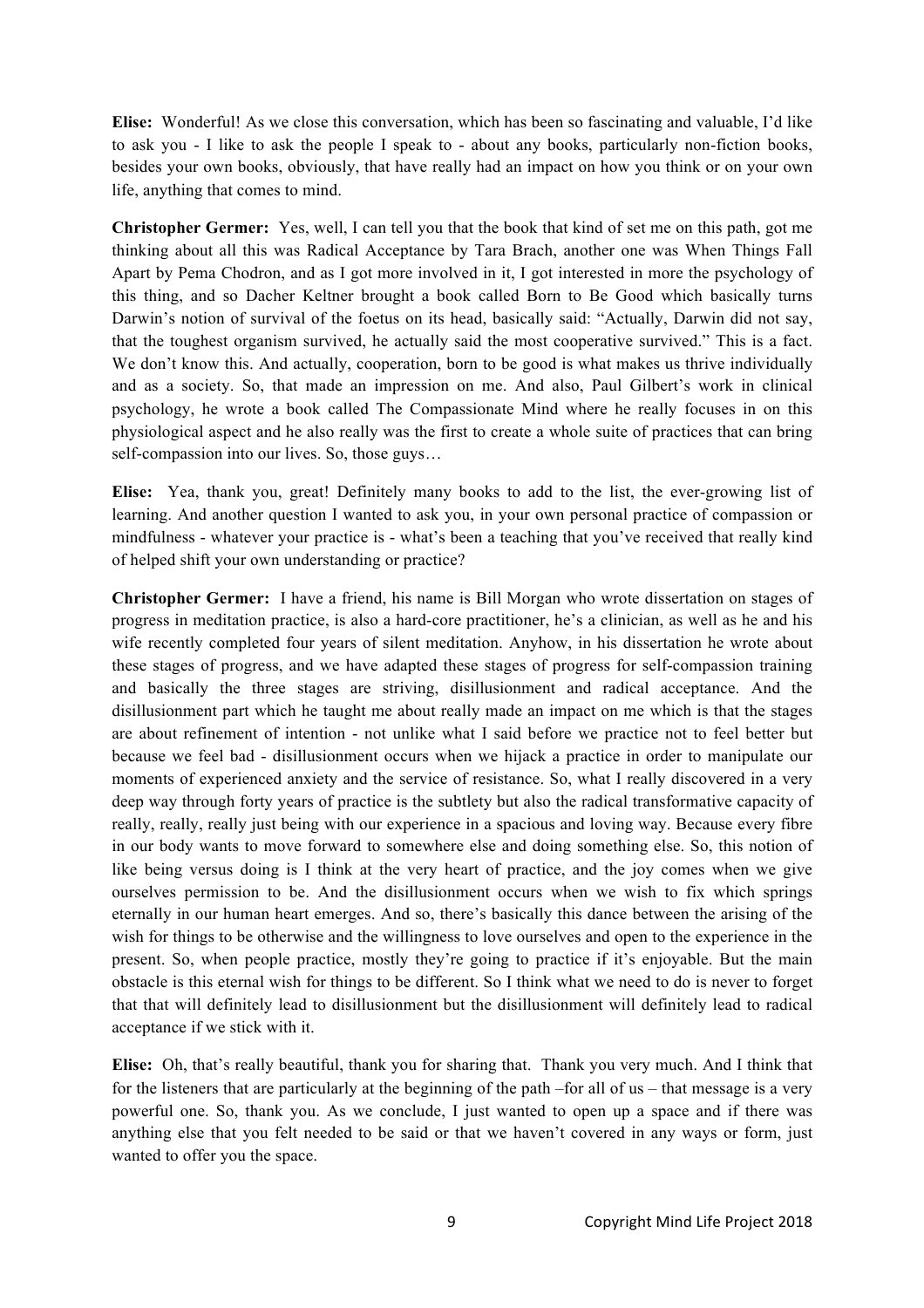**Elise:** Wonderful! As we close this conversation, which has been so fascinating and valuable, I'd like to ask you - I like to ask the people I speak to - about any books, particularly non-fiction books, besides your own books, obviously, that have really had an impact on how you think or on your own life, anything that comes to mind.

**Christopher Germer:** Yes, well, I can tell you that the book that kind of set me on this path, got me thinking about all this was Radical Acceptance by Tara Brach, another one was When Things Fall Apart by Pema Chodron, and as I got more involved in it, I got interested in more the psychology of this thing, and so Dacher Keltner brought a book called Born to Be Good which basically turns Darwin's notion of survival of the foetus on its head, basically said: "Actually, Darwin did not say, that the toughest organism survived, he actually said the most cooperative survived." This is a fact. We don't know this. And actually, cooperation, born to be good is what makes us thrive individually and as a society. So, that made an impression on me. And also, Paul Gilbert's work in clinical psychology, he wrote a book called The Compassionate Mind where he really focuses in on this physiological aspect and he also really was the first to create a whole suite of practices that can bring self-compassion into our lives. So, those guys…

**Elise:** Yea, thank you, great! Definitely many books to add to the list, the ever-growing list of learning. And another question I wanted to ask you, in your own personal practice of compassion or mindfulness - whatever your practice is - what's been a teaching that you've received that really kind of helped shift your own understanding or practice?

**Christopher Germer:** I have a friend, his name is Bill Morgan who wrote dissertation on stages of progress in meditation practice, is also a hard-core practitioner, he's a clinician, as well as he and his wife recently completed four years of silent meditation. Anyhow, in his dissertation he wrote about these stages of progress, and we have adapted these stages of progress for self-compassion training and basically the three stages are striving, disillusionment and radical acceptance. And the disillusionment part which he taught me about really made an impact on me which is that the stages are about refinement of intention - not unlike what I said before we practice not to feel better but because we feel bad - disillusionment occurs when we hijack a practice in order to manipulate our moments of experienced anxiety and the service of resistance. So, what I really discovered in a very deep way through forty years of practice is the subtlety but also the radical transformative capacity of really, really, really just being with our experience in a spacious and loving way. Because every fibre in our body wants to move forward to somewhere else and doing something else. So, this notion of like being versus doing is I think at the very heart of practice, and the joy comes when we give ourselves permission to be. And the disillusionment occurs when we wish to fix which springs eternally in our human heart emerges. And so, there's basically this dance between the arising of the wish for things to be otherwise and the willingness to love ourselves and open to the experience in the present. So, when people practice, mostly they're going to practice if it's enjoyable. But the main obstacle is this eternal wish for things to be different. So I think what we need to do is never to forget that that will definitely lead to disillusionment but the disillusionment will definitely lead to radical acceptance if we stick with it.

**Elise:** Oh, that's really beautiful, thank you for sharing that. Thank you very much. And I think that for the listeners that are particularly at the beginning of the path –for all of us – that message is a very powerful one. So, thank you. As we conclude, I just wanted to open up a space and if there was anything else that you felt needed to be said or that we haven't covered in any ways or form, just wanted to offer you the space.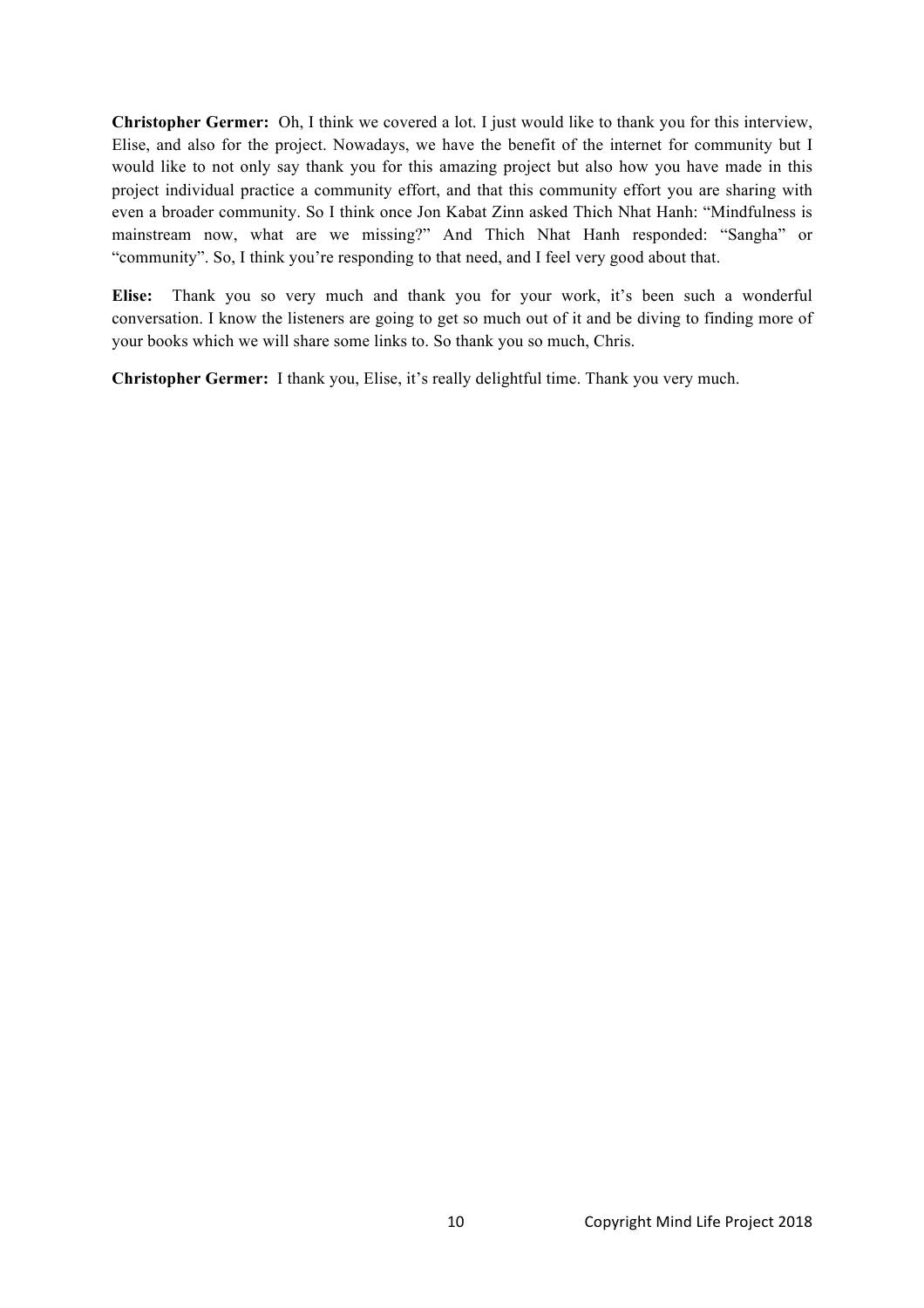**Christopher Germer:** Oh, I think we covered a lot. I just would like to thank you for this interview, Elise, and also for the project. Nowadays, we have the benefit of the internet for community but I would like to not only say thank you for this amazing project but also how you have made in this project individual practice a community effort, and that this community effort you are sharing with even a broader community. So I think once Jon Kabat Zinn asked Thich Nhat Hanh: "Mindfulness is mainstream now, what are we missing?" And Thich Nhat Hanh responded: "Sangha" or "community". So, I think you're responding to that need, and I feel very good about that.

**Elise:** Thank you so very much and thank you for your work, it's been such a wonderful conversation. I know the listeners are going to get so much out of it and be diving to finding more of your books which we will share some links to. So thank you so much, Chris.

**Christopher Germer:** I thank you, Elise, it's really delightful time. Thank you very much.